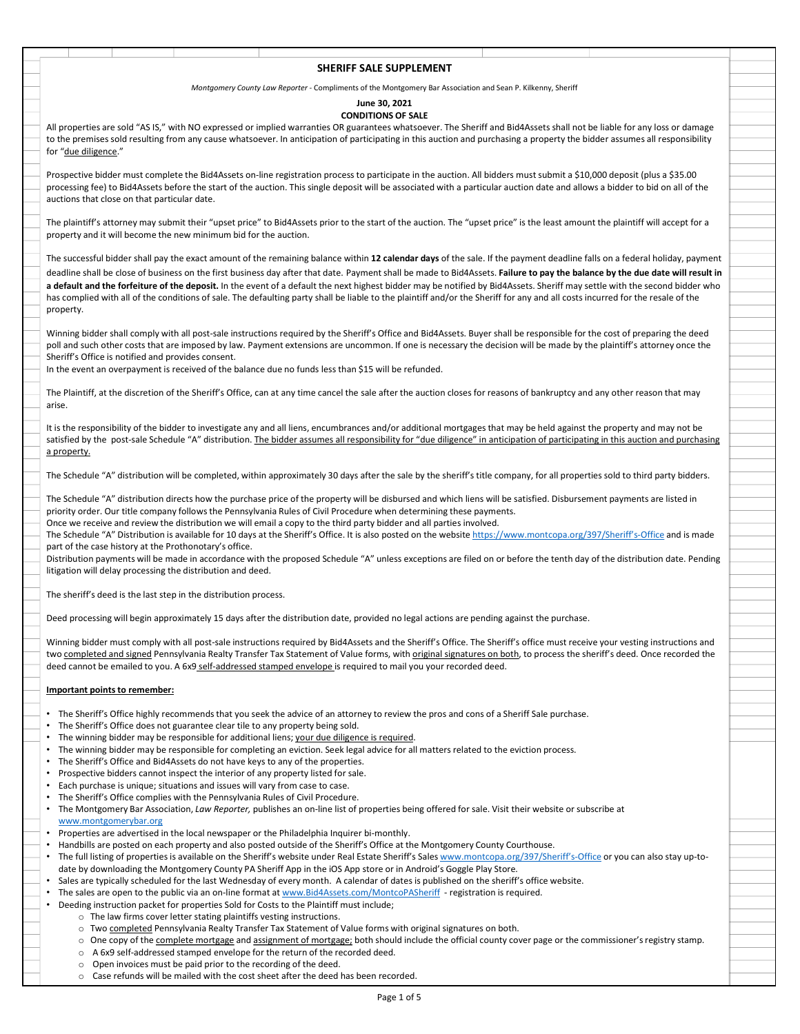# SHERIFF SALE SUPPLEMENT

*Montgomery County Law Reporter* - Compliments of the Montgomery Bar Association and Sean P. Kilkenny, Sheriff

**June 30, 2021**

**CONDITIONS OF SALE**

All properties are sold "AS IS," with NO expressed or implied warranties OR guarantees whatsoever. The Sheriff and Bid4Assets shall not be liable for any loss or damage to the premises sold resulting from any cause whatsoever. In anticipation of participating in this auction and purchasing a property the bidder assumes all responsibility for "due diligence."

Prospective bidder must complete the Bid4Assets on-line registration process to participate in the auction. All bidders must submit a $10,000 deposit (plus a $35.00 processing fee) to Bid4Assets before the start of the auction. This single deposit will be associated with a particular auction date and allows a bidder to bid on all of the auctions that close on that particular date.

The plaintiff's attorney may submit their "upset price" to Bid4Assets prior to the start of the auction. The "upset price" is the least amount the plaintiff will accept for a property and it will become the new minimum bid for the auction.

The successful bidder shall pay the exact amount of the remaining balance within **12 calendar days** of the sale. If the payment deadline falls on a federal holiday, payment deadline shall be close of business on the first business day after that date. Payment shall be made to Bid4Assets. **Failure to pay the balance by the due date will result in a default and the forfeiture of the deposit.** In the event of a default the next highest bidder may be notified by Bid4Assets. Sheriff may settle with the second bidder who has complied with all of the conditions of sale. The defaulting party shall be liable to the plaintiff and/or the Sheriff for any and all costs incurred for the resale of the property.

Winning bidder shall comply with all post-sale instructions required by the Sheriff's Office and Bid4Assets. Buyer shall be responsible for the cost of preparing the deed poll and such other costs that are imposed by law. Payment extensions are uncommon. If one is necessary the decision will be made by the plaintiff's attorney once the Sheriff's Office is notified and provides consent.
In the event an overpayment is received of the balance due no funds less than $15 will be refunded.

The Plaintiff, at the discretion of the Sheriff's Office, can at any time cancel the sale after the auction closes for reasons of bankruptcy and any other reason that may arise.

It is the responsibility of the bidder to investigate any and all liens, encumbrances and/or additional mortgages that may be held against the property and may not be satisfied by the post-sale Schedule "A" distribution. The bidder assumes all responsibility for "due diligence" in anticipation of participating in this auction and purchasing a property.

The Schedule "A" distribution will be completed, within approximately 30 days after the sale by the sheriff's title company, for all properties sold to third party bidders.

The Schedule "A" distribution directs how the purchase price of the property will be disbursed and which liens will be satisfied. Disbursement payments are listed in priority order. Our title company follows the Pennsylvania Rules of Civil Procedure when determining these payments.
Once we receive and review the distribution we will email a copy to the third party bidder and all parties involved.
The Schedule "A" Distribution is available for 10 days at the Sheriff's Office. It is also posted on the website https://www.montcopa.org/397/Sheriff's-Office and is made part of the case history at the Prothonotary's office.
Distribution payments will be made in accordance with the proposed Schedule "A" unless exceptions are filed on or before the tenth day of the distribution date. Pending litigation will delay processing the distribution and deed.

The sheriff's deed is the last step in the distribution process.

Deed processing will begin approximately 15 days after the distribution date, provided no legal actions are pending against the purchase.

Winning bidder must comply with all post-sale instructions required by Bid4Assets and the Sheriff's Office. The Sheriff's office must receive your vesting instructions and two completed and signed Pennsylvania Realty Transfer Tax Statement of Value forms, with original signatures on both, to process the sheriff's deed. Once recorded the deed cannot be emailed to you. A 6x9 self-addressed stamped envelope is required to mail you your recorded deed.

**Important points to remember:**

- The Sheriff's Office highly recommends that you seek the advice of an attorney to review the pros and cons of a Sheriff Sale purchase.
- The Sheriff's Office does not guarantee clear tile to any property being sold.
- The winning bidder may be responsible for additional liens; your due diligence is required.
- The winning bidder may be responsible for completing an eviction. Seek legal advice for all matters related to the eviction process.
- The Sheriff's Office and Bid4Assets do not have keys to any of the properties.
- Prospective bidders cannot inspect the interior of any property listed for sale.
- Each purchase is unique; situations and issues will vary from case to case.
- The Sheriff's Office complies with the Pennsylvania Rules of Civil Procedure.
- The Montgomery Bar Association, *Law Reporter,* publishes an on-line list of properties being offered for sale. Visit their website or subscribe at www.montgomerybar.org
- Properties are advertised in the local newspaper or the Philadelphia Inquirer bi-monthly.
- Handbills are posted on each property and also posted outside of the Sheriff's Office at the Montgomery County Courthouse.
- The full listing of properties is available on the Sheriff's website under Real Estate Sheriff's Sales www.montcopa.org/397/Sheriff's-Office or you can also stay up-to-date by downloading the Montgomery County PA Sheriff App in the iOS App store or in Android's Goggle Play Store.
- Sales are typically scheduled for the last Wednesday of every month. A calendar of dates is published on the sheriff's office website.
- The sales are open to the public via an on-line format at www.Bid4Assets.com/MontcoPASheriff - registration is required.
- Deeding instruction packet for properties Sold for Costs to the Plaintiff must include;
  - The law firms cover letter stating plaintiffs vesting instructions.
  - Two completed Pennsylvania Realty Transfer Tax Statement of Value forms with original signatures on both.
  - One copy of the complete mortgage and assignment of mortgage; both should include the official county cover page or the commissioner's registry stamp.
  - A 6x9 self-addressed stamped envelope for the return of the recorded deed.
  - Open invoices must be paid prior to the recording of the deed.
  - Case refunds will be mailed with the cost sheet after the deed has been recorded.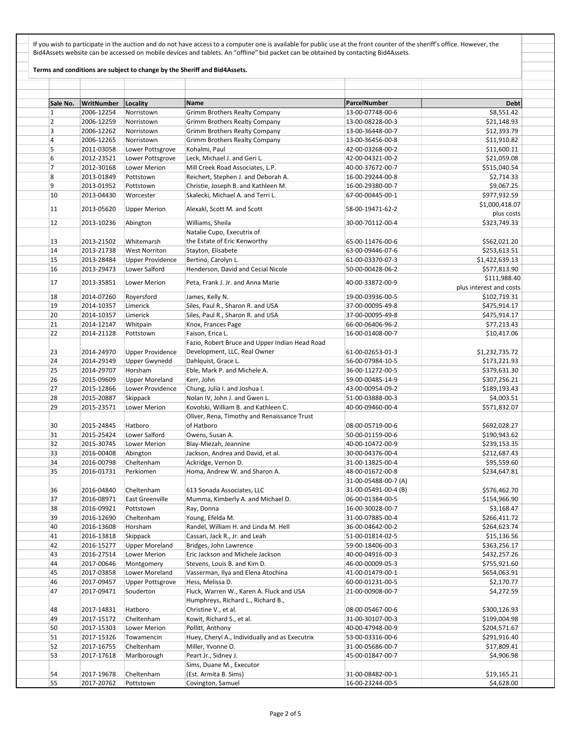If you wish to participate in the auction and do not have access to a computer one is available for public use at the front counter of the sheriff's office. However, the Bid4Assets website can be accessed on mobile devices and tablets. An "offline" bid packet can be obtained by contacting Bid4Assets.

**Terms and conditions are subject to change by the Sheriff and Bid4Assets.**

| Sale No. | WritNumber | Locality | Name | ParcelNumber | Debt |
|---|---|---|---|---|---|
| 1 | 2006-12254 | Norristown | Grimm Brothers Realty Company | 13-00-07748-00-6 | $8,551.42 |
| 2 | 2006-12259 | Norristown | Grimm Brothers Realty Company | 13-00-08228-00-3 | $21,148.93 |
| 3 | 2006-12262 | Norristown | Grimm Brothers Realty Company | 13-00-36448-00-7 | $12,393.79 |
| 4 | 2006-12265 | Norristown | Grimm Brothers Realty Company | 13-00-36456-00-8 | $11,910.82 |
| 5 | 2011-03058 | Lower Pottsgrove | Kohalmi, Paul | 42-00-03268-00-2 | $11,600.11 |
| 6 | 2012-23521 | Lower Pottsgrove | Leck, Michael J. and Geri L. | 42-00-04321-00-2 | $21,059.08 |
| 7 | 2012-30168 | Lower Merion | Mill Creek Road Associates, L.P. | 40-00-37672-00-7 | $515,040.54 |
| 8 | 2013-01849 | Pottstown | Reichert, Stephen J. and Deborah A. | 16-00-29244-00-8 | $2,714.33 |
| 9 | 2013-01952 | Pottstown | Christie, Joseph B. and Kathleen M. | 16-00-29380-00-7 | $9,067.25 |
| 10 | 2013-04430 | Worcester | Skalecki, Michael A. and Terri L. | 67-00-00445-00-1 | $977,932.59 |
| 11 | 2013-05620 | Upper Merion | Alexakl, Scott M. and Scott | 58-00-19471-62-2 | $1,000,418.07 plus costs |
| 12 | 2013-10236 | Abington | Williams, Sheila | 30-00-70112-00-4 | $323,749.33 |
| 13 | 2013-21502 | Whitemarsh | Natalie Cupo, Executrix of the Estate of Eric Kenworthy | 65-00-11476-00-6 | $562,021.20 |
| 14 | 2013-21738 | West Norriton | Stayton, Elisabete | 63-00-09446-07-6 | $253,613.51 |
| 15 | 2013-28484 | Upper Providence | Bertino, Carolyn L. | 61-00-03370-07-3 | $1,422,639.13 |
| 16 | 2013-29473 | Lower Salford | Henderson, David and Cecial Nicole | 50-00-00428-06-2 | $577,813.90 |
| 17 | 2013-35851 | Lower Merion | Peta, Frank J. Jr. and Anna Marie | 40-00-33872-00-9 | $111,988.40 plus interest and costs |
| 18 | 2014-07260 | Royersford | James, Kelly N. | 19-00-03936-00-5 | $102,719.31 |
| 19 | 2014-10357 | Limerick | Siles, Paul R., Sharon R. and USA | 37-00-00095-49-8 | $475,914.17 |
| 20 | 2014-10357 | Limerick | Siles, Paul R., Sharon R. and USA | 37-00-00095-49-8 | $475,914.17 |
| 21 | 2014-12147 | Whitpain | Knox, Frances Page | 66-00-06406-96-2 | $77,213.43 |
| 22 | 2014-21128 | Pottstown | Faison, Erica L. | 16-00-01408-00-7 | $10,417.06 |
| 23 | 2014-24970 | Upper Providence | Fazio, Robert Bruce and Upper Indian Head Road Development, LLC, Real Owner | 61-00-02653-01-3 | $1,232,735.72 |
| 24 | 2014-29149 | Upper Gwynedd | Dahlquist, Grace L. | 56-00-07984-10-5 | $173,221.93 |
| 25 | 2014-29707 | Horsham | Eble, Mark P. and Michele A. | 36-00-11272-00-5 | $379,631.30 |
| 26 | 2015-09609 | Upper Moreland | Kerr, John | 59-00-00485-14-9 | $307,256.21 |
| 27 | 2015-12866 | Lower Providence | Chung, Julia I. and Joshua I. | 43-00-00954-09-2 | $189,193.43 |
| 28 | 2015-20887 | Skippack | Nolan IV, John J. and Gwen L. | 51-00-03888-00-3 | $4,003.51 |
| 29 | 2015-23571 | Lower Merion | Kovolski, William B. and Kathleen C. | 40-00-09460-00-4 | $571,832.07 |
| 30 | 2015-24845 | Hatboro | Oliver, Rena, Timothy and Renaissance Trust of Hatboro | 08-00-05719-00-6 | $692,028.27 |
| 31 | 2015-25424 | Lower Salford | Owens, Susan A. | 50-00-01159-00-6 | $190,943.62 |
| 32 | 2015-30745 | Lower Merion | Blay-Miezah, Jeannine | 40-00-10472-00-9 | $239,153.35 |
| 33 | 2016-00408 | Abington | Jackson, Andrea and David, et al. | 30-00-04376-00-4 | $212,687.43 |
| 34 | 2016-00798 | Cheltenham | Ackridge, Vernon D. | 31-00-13825-00-4 | $95,559.60 |
| 35 | 2016-01731 | Perkiomen | Homa, Andrew W. and Sharon A. | 48-00-01672-00-8 | $234,647.81 |
| 36 | 2016-04840 | Cheltenham | 613 Sonada Associates, LLC | 31-00-05488-00-7 (A) 31-00-05491-00-4 (B) | $576,462.70 |
| 37 | 2016-08971 | East Greenville | Mumma, Kimberly A. and Michael D. | 06-00-01384-00-5 | $154,966.90 |
| 38 | 2016-09921 | Pottstown | Ray, Donna | 16-00-30028-00-7 | $3,168.47 |
| 39 | 2016-12690 | Cheltenham | Young, Efelda M. | 31-00-07885-00-4 | $266,411.72 |
| 40 | 2016-13608 | Horsham | Randel, William H. and Linda M. Hell | 36-00-04642-00-2 | $264,623.74 |
| 41 | 2016-13818 | Skippack | Cassari, Jack R., Jr. and Leah | 51-00-01814-02-5 | $15,136.56 |
| 42 | 2016-15277 | Upper Moreland | Bridges, John Lawrence | 59-00-18406-00-3 | $363,256.17 |
| 43 | 2016-27514 | Lower Merion | Eric Jackson and Michele Jackson | 40-00-04916-00-3 | $432,257.26 |
| 44 | 2017-00646 | Montgomery | Stevens, Louis B. and Kim D. | 46-00-00009-05-3 | $755,921.60 |
| 45 | 2017-03858 | Lower Moreland | Vasserman, Ilya and Elena Atochina | 41-00-01479-00-1 | $654,063.91 |
| 46 | 2017-09457 | Upper Pottsgrove | Hess, Melissa D. | 60-00-01231-00-5 | $2,170.77 |
| 47 | 2017-09471 | Souderton | Fluck, Warren W., Karen A. Fluck and USA | 21-00-00908-00-7 | $4,272.59 |
| 48 | 2017-14831 | Hatboro | Humphreys, Richard L., Richard B., Christine V., et al. | 08-00-05467-00-6 | $300,126.93 |
| 49 | 2017-15172 | Cheltenham | Kowit, Richard S., et al. | 31-00-30107-00-3 | $199,004.98 |
| 50 | 2017-15303 | Lower Merion | Pollitt, Anthony | 40-00-47948-00-9 | $204,571.67 |
| 51 | 2017-15326 | Towamencin | Huey, Cheryl A., Individually and as Executrix | 53-00-03316-00-6 | $291,916.40 |
| 52 | 2017-16755 | Cheltenham | Miller, Yvonne O. | 31-00-05686-00-7 | $17,809.41 |
| 53 | 2017-17618 | Marlborough | Peart Jr., Sidney J. | 45-00-01847-00-7 | $4,906.98 |
| 54 | 2017-19678 | Cheltenham | Sims, Duane M., Executor (Est. Armita B. Sims) | 31-00-08482-00-1 | $19,165.21 |
| 55 | 2017-20762 | Pottstown | Covington, Samuel | 16-00-23244-00-5 | $4,628.00 |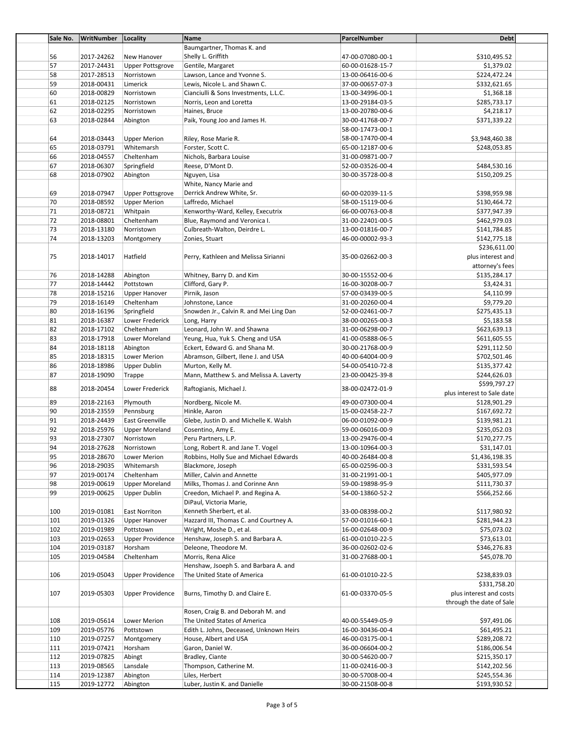| Sale No. | WritNumber | Locality | Name | ParcelNumber | Debt |
|---|---|---|---|---|---|
| 56 | 2017-24262 | New Hanover | Baumgartner, Thomas K. and Shelly L. Griffith | 47-00-07080-00-1 | $310,495.52 |
| 57 | 2017-24431 | Upper Pottsgrove | Gentile, Margaret | 60-00-01628-15-7 | $1,379.02 |
| 58 | 2017-28513 | Norristown | Lawson, Lance and Yvonne S. | 13-00-06416-00-6 | $224,472.24 |
| 59 | 2018-00431 | Limerick | Lewis, Nicole L. and Shawn C. | 37-00-00657-07-3 | $332,621.65 |
| 60 | 2018-00829 | Norristown | Cianciulli & Sons Investments, L.L.C. | 13-00-34996-00-1 | $1,368.18 |
| 61 | 2018-02125 | Norristown | Norris, Leon and Loretta | 13-00-29184-03-5 | $285,733.17 |
| 62 | 2018-02295 | Norristown | Haines, Bruce | 13-00-20780-00-6 | $4,218.17 |
| 63 | 2018-02844 | Abington | Paik, Young Joo and James H. | 30-00-41768-00-7 | $371,339.22 |
| 64 | 2018-03443 | Upper Merion | Riley, Rose Marie R. | 58-00-17473-00-1 58-00-17470-00-4 | $3,948,460.38 |
| 65 | 2018-03791 | Whitemarsh | Forster, Scott C. | 65-00-12187-00-6 | $248,053.85 |
| 66 | 2018-04557 | Cheltenham | Nichols, Barbara Louise | 31-00-09871-00-7 | |
| 67 | 2018-06307 | Springfield | Reese, D'Mont D. | 52-00-03526-00-4 | $484,530.16 |
| 68 | 2018-07902 | Abington | Nguyen, Lisa | 30-00-35728-00-8 | $150,209.25 |
| 69 | 2018-07947 | Upper Pottsgrove | White, Nancy Marie and Derrick Andrew White, Sr. | 60-00-02039-11-5 | $398,959.98 |
| 70 | 2018-08592 | Upper Merion | Laffredo, Michael | 58-00-15119-00-6 | $130,464.72 |
| 71 | 2018-08721 | Whitpain | Kenworthy-Ward, Kelley, Executrix | 66-00-00763-00-8 | $377,947.39 |
| 72 | 2018-08801 | Cheltenham | Blue, Raymond and Veronica I. | 31-00-22401-00-5 | $462,979.03 |
| 73 | 2018-13180 | Norristown | Culbreath-Walton, Deirdre L. | 13-00-01816-00-7 | $141,784.85 |
| 74 | 2018-13203 | Montgomery | Zonies, Stuart | 46-00-00002-93-3 | $142,775.18 |
| 75 | 2018-14017 | Hatfield | Perry, Kathleen and Melissa Sirianni | 35-00-02662-00-3 | $236,611.00 plus interest and attorney's fees |
| 76 | 2018-14288 | Abington | Whitney, Barry D. and Kim | 30-00-15552-00-6 | $135,284.17 |
| 77 | 2018-14442 | Pottstown | Clifford, Gary P. | 16-00-30208-00-7 | $3,424.31 |
| 78 | 2018-15216 | Upper Hanover | Pirnik, Jason | 57-00-03439-00-5 | $4,110.99 |
| 79 | 2018-16149 | Cheltenham | Johnstone, Lance | 31-00-20260-00-4 | $9,779.20 |
| 80 | 2018-16196 | Springfield | Snowden Jr., Calvin R. and Mei Ling Dan | 52-00-02461-00-7 | $275,435.13 |
| 81 | 2018-16387 | Lower Frederick | Long, Harry | 38-00-00265-00-3 | $5,183.58 |
| 82 | 2018-17102 | Cheltenham | Leonard, John W. and Shawna | 31-00-06298-00-7 | $623,639.13 |
| 83 | 2018-17918 | Lower Moreland | Yeung, Hua, Yuk S. Cheng and USA | 41-00-05888-06-5 | $611,605.55 |
| 84 | 2018-18118 | Abington | Eckert, Edward G. and Shana M. | 30-00-21768-00-9 | $291,112.50 |
| 85 | 2018-18315 | Lower Merion | Abramson, Gilbert, Ilene J. and USA | 40-00-64004-00-9 | $702,501.46 |
| 86 | 2018-18986 | Upper Dublin | Murton, Kelly M. | 54-00-05410-72-8 | $135,377.42 |
| 87 | 2018-19090 | Trappe | Mann, Matthew S. and Melissa A. Laverty | 23-00-00425-39-8 | $244,626.03 |
| 88 | 2018-20454 | Lower Frederick | Raftogianis, Michael J. | 38-00-02472-01-9 | $599,797.27 plus interest to Sale date |
| 89 | 2018-22163 | Plymouth | Nordberg, Nicole M. | 49-00-07300-00-4 | $128,901.29 |
| 90 | 2018-23559 | Pennsburg | Hinkle, Aaron | 15-00-02458-22-7 | $167,692.72 |
| 91 | 2018-24439 | East Greenville | Glebe, Justin D. and Michelle K. Walsh | 06-00-01092-00-9 | $139,981.21 |
| 92 | 2018-25976 | Upper Moreland | Cosentino, Amy E. | 59-00-06016-00-9 | $235,052.03 |
| 93 | 2018-27307 | Norristown | Peru Partners, L.P. | 13-00-29476-00-4 | $170,277.75 |
| 94 | 2018-27628 | Norristown | Long, Robert R. and Jane T. Vogel | 13-00-10964-00-3 | $31,147.01 |
| 95 | 2018-28670 | Lower Merion | Robbins, Holly Sue and Michael Edwards | 40-00-26484-00-8 | $1,436,198.35 |
| 96 | 2018-29035 | Whitemarsh | Blackmore, Joseph | 65-00-02596-00-3 | $331,593.54 |
| 97 | 2019-00174 | Cheltenham | Miller, Calvin and Annette | 31-00-21991-00-1 | $405,977.09 |
| 98 | 2019-00619 | Upper Moreland | Milks, Thomas J. and Corinne Ann | 59-00-19898-95-9 | $111,730.37 |
| 99 | 2019-00625 | Upper Dublin | Creedon, Michael P. and Regina A. | 54-00-13860-52-2 | $566,252.66 |
| 100 | 2019-01081 | East Norriton | DiPaul, Victoria Marie, Kenneth Sherbert, et al. | 33-00-08398-00-2 | $117,980.92 |
| 101 | 2019-01326 | Upper Hanover | Hazzard III, Thomas C. and Courtney A. | 57-00-01016-60-1 | $281,944.23 |
| 102 | 2019-01989 | Pottstown | Wright, Moshe D., et al. | 16-00-02648-00-9 | $75,073.02 |
| 103 | 2019-02653 | Upper Providence | Henshaw, Joseph S. and Barbara A. | 61-00-01010-22-5 | $73,613.01 |
| 104 | 2019-03187 | Horsham | Deleone, Theodore M. | 36-00-02602-02-6 | $346,276.83 |
| 105 | 2019-04584 | Cheltenham | Morris, Rena Alice | 31-00-27688-00-1 | $45,078.70 |
| 106 | 2019-05043 | Upper Providence | Henshaw, Jsoeph S. and Barbara A. and The United State of America | 61-00-01010-22-5 | $238,839.03 |
| 107 | 2019-05303 | Upper Providence | Burns, Timothy D. and Claire E. | 61-00-03370-05-5 | $331,758.20 plus interest and costs through the date of Sale |
| 108 | 2019-05614 | Lower Merion | Rosen, Craig B. and Deborah M. and The United States of America | 40-00-55449-05-9 | $97,491.06 |
| 109 | 2019-05776 | Pottstown | Edith L. Johns, Deceased, Unknown Heirs | 16-00-30436-00-4 | $61,495.21 |
| 110 | 2019-07257 | Montgomery | House, Albert and USA | 46-00-03175-00-1 | $289,208.72 |
| 111 | 2019-07421 | Horsham | Garon, Daniel W. | 36-00-06604-00-2 | $186,006.54 |
| 112 | 2019-07825 | Abingt | Bradley, Ciante | 30-00-54620-00-7 | $215,350.17 |
| 113 | 2019-08565 | Lansdale | Thompson, Catherine M. | 11-00-02416-00-3 | $142,202.56 |
| 114 | 2019-12387 | Abington | Liles, Herbert | 30-00-57008-00-4 | $245,554.36 |
| 115 | 2019-12772 | Abington | Luber, Justin K. and Danielle | 30-00-21508-00-8 | $193,930.52 |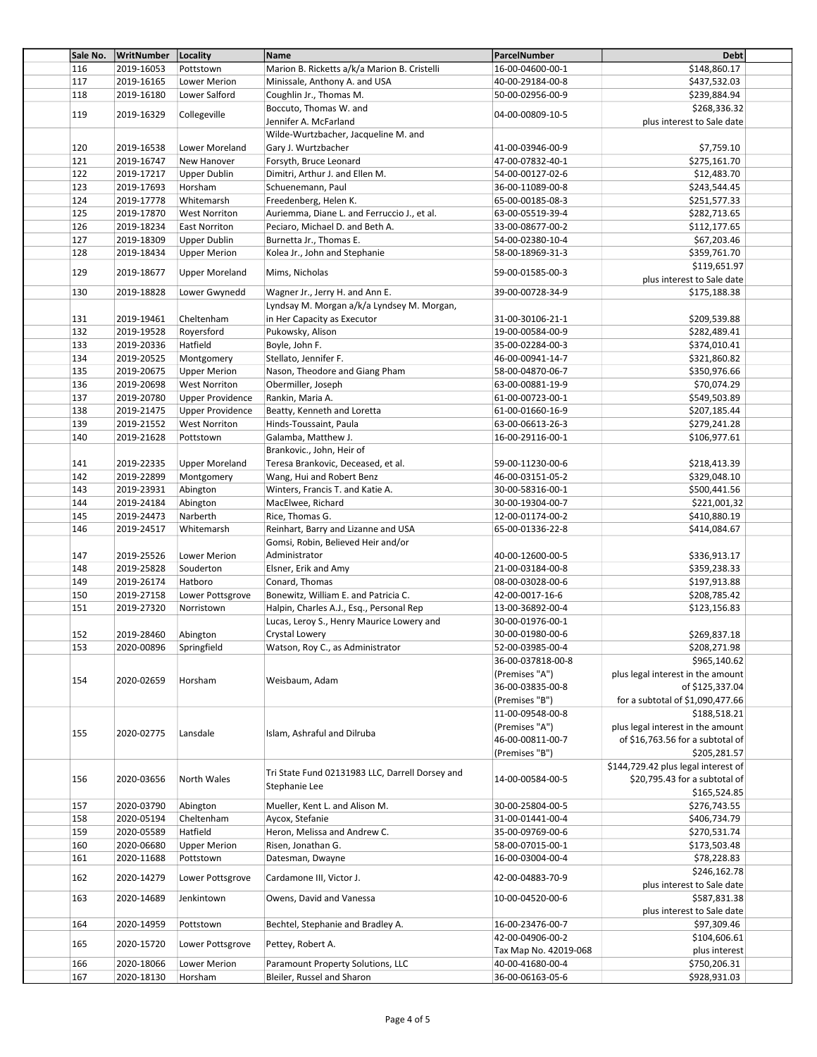| Sale No. | WritNumber | Locality | Name | ParcelNumber | Debt |
|---|---|---|---|---|---|
| 116 | 2019-16053 | Pottstown | Marion B. Ricketts a/k/a Marion B. Cristelli | 16-00-04600-00-1 | $148,860.17 |
| 117 | 2019-16165 | Lower Merion | Minissale, Anthony A. and USA | 40-00-29184-00-8 | $437,532.03 |
| 118 | 2019-16180 | Lower Salford | Coughlin Jr., Thomas M. | 50-00-02956-00-9 | $239,884.94 |
| 119 | 2019-16329 | Collegeville | Boccuto, Thomas W. and Jennifer A. McFarland | 04-00-00809-10-5 | $268,336.32 plus interest to Sale date |
| 120 | 2019-16538 | Lower Moreland | Wilde-Wurtzbacher, Jacqueline M. and Gary J. Wurtzbacher | 41-00-03946-00-9 | $7,759.10 |
| 121 | 2019-16747 | New Hanover | Forsyth, Bruce Leonard | 47-00-07832-40-1 | $275,161.70 |
| 122 | 2019-17217 | Upper Dublin | Dimitri, Arthur J. and Ellen M. | 54-00-00127-02-6 | $12,483.70 |
| 123 | 2019-17693 | Horsham | Schuenemann, Paul | 36-00-11089-00-8 | $243,544.45 |
| 124 | 2019-17778 | Whitemarsh | Freedenberg, Helen K. | 65-00-00185-08-3 | $251,577.33 |
| 125 | 2019-17870 | West Norriton | Auriemma, Diane L. and Ferruccio J., et al. | 63-00-05519-39-4 | $282,713.65 |
| 126 | 2019-18234 | East Norriton | Peciaro, Michael D. and Beth A. | 33-00-08677-00-2 | $112,177.65 |
| 127 | 2019-18309 | Upper Dublin | Burnetta Jr., Thomas E. | 54-00-02380-10-4 | $67,203.46 |
| 128 | 2019-18434 | Upper Merion | Kolea Jr., John and Stephanie | 58-00-18969-31-3 | $359,761.70 |
| 129 | 2019-18677 | Upper Moreland | Mims, Nicholas | 59-00-01585-00-3 | $119,651.97 plus interest to Sale date |
| 130 | 2019-18828 | Lower Gwynedd | Wagner Jr., Jerry H. and Ann E. | 39-00-00728-34-9 | $175,188.38 |
| 131 | 2019-19461 | Cheltenham | Lyndsay M. Morgan a/k/a Lyndsey M. Morgan, in Her Capacity as Executor | 31-00-30106-21-1 | $209,539.88 |
| 132 | 2019-19528 | Royersford | Pukowsky, Alison | 19-00-00584-00-9 | $282,489.41 |
| 133 | 2019-20336 | Hatfield | Boyle, John F. | 35-00-02284-00-3 | $374,010.41 |
| 134 | 2019-20525 | Montgomery | Stellato, Jennifer F. | 46-00-00941-14-7 | $321,860.82 |
| 135 | 2019-20675 | Upper Merion | Nason, Theodore and Giang Pham | 58-00-04870-06-7 | $350,976.66 |
| 136 | 2019-20698 | West Norriton | Obermiller, Joseph | 63-00-00881-19-9 | $70,074.29 |
| 137 | 2019-20780 | Upper Providence | Rankin, Maria A. | 61-00-00723-00-1 | $549,503.89 |
| 138 | 2019-21475 | Upper Providence | Beatty, Kenneth and Loretta | 61-00-01660-16-9 | $207,185.44 |
| 139 | 2019-21552 | West Norriton | Hinds-Toussaint, Paula | 63-00-06613-26-3 | $279,241.28 |
| 140 | 2019-21628 | Pottstown | Galamba, Matthew J. | 16-00-29116-00-1 | $106,977.61 |
| 141 | 2019-22335 | Upper Moreland | Brankovic., John, Heir of Teresa Brankovic, Deceased, et al. | 59-00-11230-00-6 | $218,413.39 |
| 142 | 2019-22899 | Montgomery | Wang, Hui and Robert Benz | 46-00-03151-05-2 | $329,048.10 |
| 143 | 2019-23931 | Abington | Winters, Francis T. and Katie A. | 30-00-58316-00-1 | $500,441.56 |
| 144 | 2019-24184 | Abington | MacElwee, Richard | 30-00-19304-00-7 | $221,001,32 |
| 145 | 2019-24473 | Narberth | Rice, Thomas G. | 12-00-01174-00-2 | $410,880.19 |
| 146 | 2019-24517 | Whitemarsh | Reinhart, Barry and Lizanne and USA | 65-00-01336-22-8 | $414,084.67 |
| 147 | 2019-25526 | Lower Merion | Gomsi, Robin, Believed Heir and/or Administrator | 40-00-12600-00-5 | $336,913.17 |
| 148 | 2019-25828 | Souderton | Elsner, Erik and Amy | 21-00-03184-00-8 | $359,238.33 |
| 149 | 2019-26174 | Hatboro | Conard, Thomas | 08-00-03028-00-6 | $197,913.88 |
| 150 | 2019-27158 | Lower Pottsgrove | Bonewitz, William E. and Patricia C. | 42-00-0017-16-6 | $208,785.42 |
| 151 | 2019-27320 | Norristown | Halpin, Charles A.J., Esq., Personal Rep | 13-00-36892-00-4 | $123,156.83 |
| 152 | 2019-28460 | Abington | Lucas, Leroy S., Henry Maurice Lowery and Crystal Lowery | 30-00-01976-00-1<br>30-00-01980-00-6 | $269,837.18 |
| 153 | 2020-00896 | Springfield | Watson, Roy C., as Administrator | 52-00-03985-00-4 | $208,271.98 |
| 154 | 2020-02659 | Horsham | Weisbaum, Adam | 36-00-037818-00-8 (Premises "A")<br>36-00-03835-00-8 (Premises "B") | $965,140.62 plus legal interest in the amount of $125,337.04 for a subtotal of $1,090,477.66 |
| 155 | 2020-02775 | Lansdale | Islam, Ashraful and Dilruba | 11-00-09548-00-8 (Premises "A")<br>46-00-00811-00-7 (Premises "B") | $188,518.21 plus legal interest in the amount of $16,763.56 for a subtotal of $205,281.57 |
| 156 | 2020-03656 | North Wales | Tri State Fund 02131983 LLC, Darrell Dorsey and Stephanie Lee | 14-00-00584-00-5 | $144,729.42 plus legal interest of $20,795.43 for a subtotal of $165,524.85 |
| 157 | 2020-03790 | Abington | Mueller, Kent L. and Alison M. | 30-00-25804-00-5 | $276,743.55 |
| 158 | 2020-05194 | Cheltenham | Aycox, Stefanie | 31-00-01441-00-4 | $406,734.79 |
| 159 | 2020-05589 | Hatfield | Heron, Melissa and Andrew C. | 35-00-09769-00-6 | $270,531.74 |
| 160 | 2020-06680 | Upper Merion | Risen, Jonathan G. | 58-00-07015-00-1 | $173,503.48 |
| 161 | 2020-11688 | Pottstown | Datesman, Dwayne | 16-00-03004-00-4 | $78,228.83 |
| 162 | 2020-14279 | Lower Pottsgrove | Cardamone III, Victor J. | 42-00-04883-70-9 | $246,162.78 plus interest to Sale date |
| 163 | 2020-14689 | Jenkintown | Owens, David and Vanessa | 10-00-04520-00-6 | $587,831.38 plus interest to Sale date |
| 164 | 2020-14959 | Pottstown | Bechtel, Stephanie and Bradley A. | 16-00-23476-00-7 | $97,309.46 |
| 165 | 2020-15720 | Lower Pottsgrove | Pettey, Robert A. | 42-00-04906-00-2<br>Tax Map No. 42019-068 | $104,606.61 plus interest |
| 166 | 2020-18066 | Lower Merion | Paramount Property Solutions, LLC | 40-00-41680-00-4 | $750,206.31 |
| 167 | 2020-18130 | Horsham | Bleiler, Russel and Sharon | 36-00-06163-05-6 | $928,931.03 |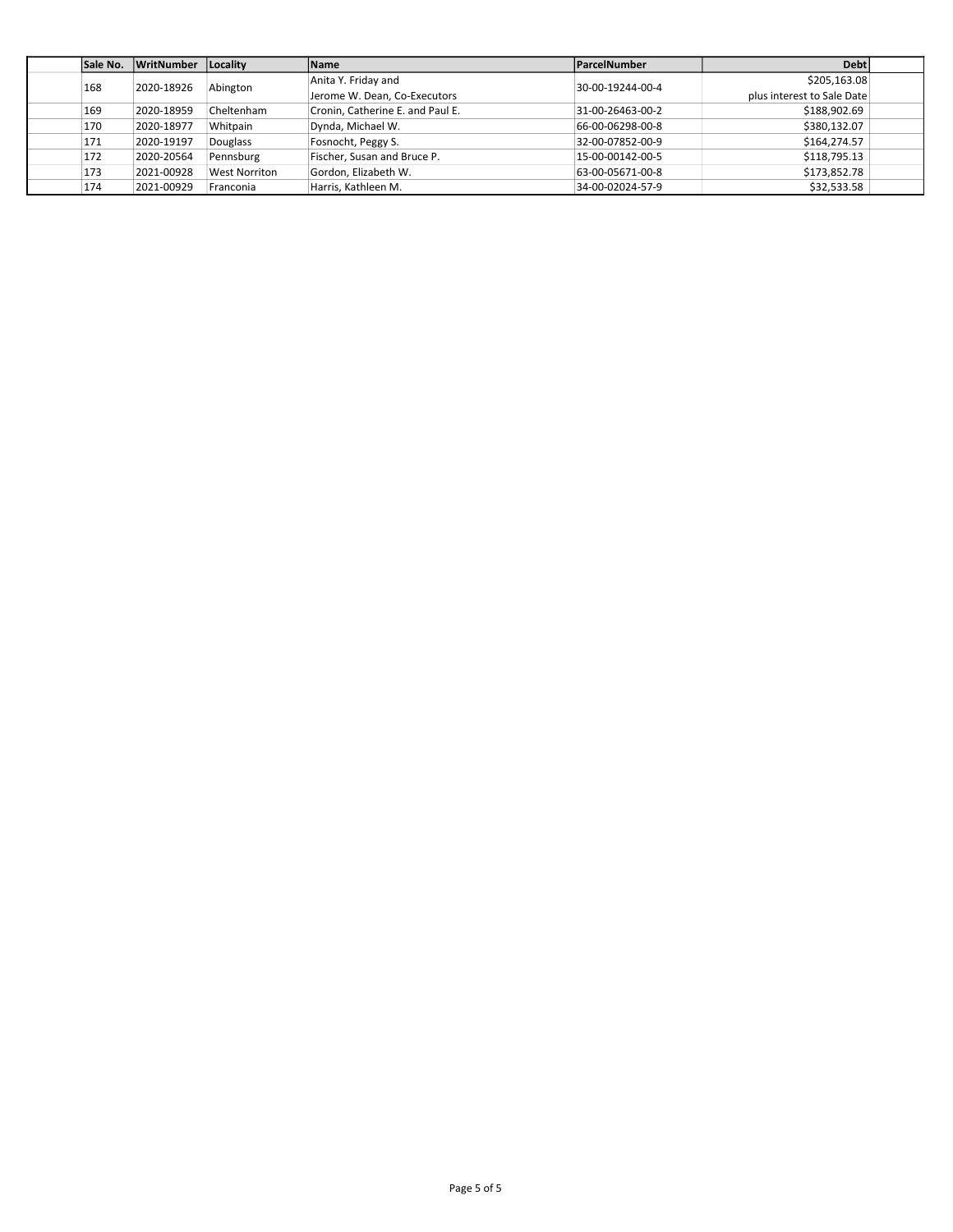| Sale No. | WritNumber | Locality | Name | ParcelNumber | Debt |
|---|---|---|---|---|---|
| 168 | 2020-18926 | Abington | Anita Y. Friday and Jerome W. Dean, Co-Executors | 30-00-19244-00-4 | $205,163.08 plus interest to Sale Date |
| 169 | 2020-18959 | Cheltenham | Cronin, Catherine E. and Paul E. | 31-00-26463-00-2 | $188,902.69 |
| 170 | 2020-18977 | Whitpain | Dynda, Michael W. | 66-00-06298-00-8 | $380,132.07 |
| 171 | 2020-19197 | Douglass | Fosnocht, Peggy S. | 32-00-07852-00-9 | $164,274.57 |
| 172 | 2020-20564 | Pennsburg | Fischer, Susan and Bruce P. | 15-00-00142-00-5 | $118,795.13 |
| 173 | 2021-00928 | West Norriton | Gordon, Elizabeth W. | 63-00-05671-00-8 | $173,852.78 |
| 174 | 2021-00929 | Franconia | Harris, Kathleen M. | 34-00-02024-57-9 | $32,533.58 |